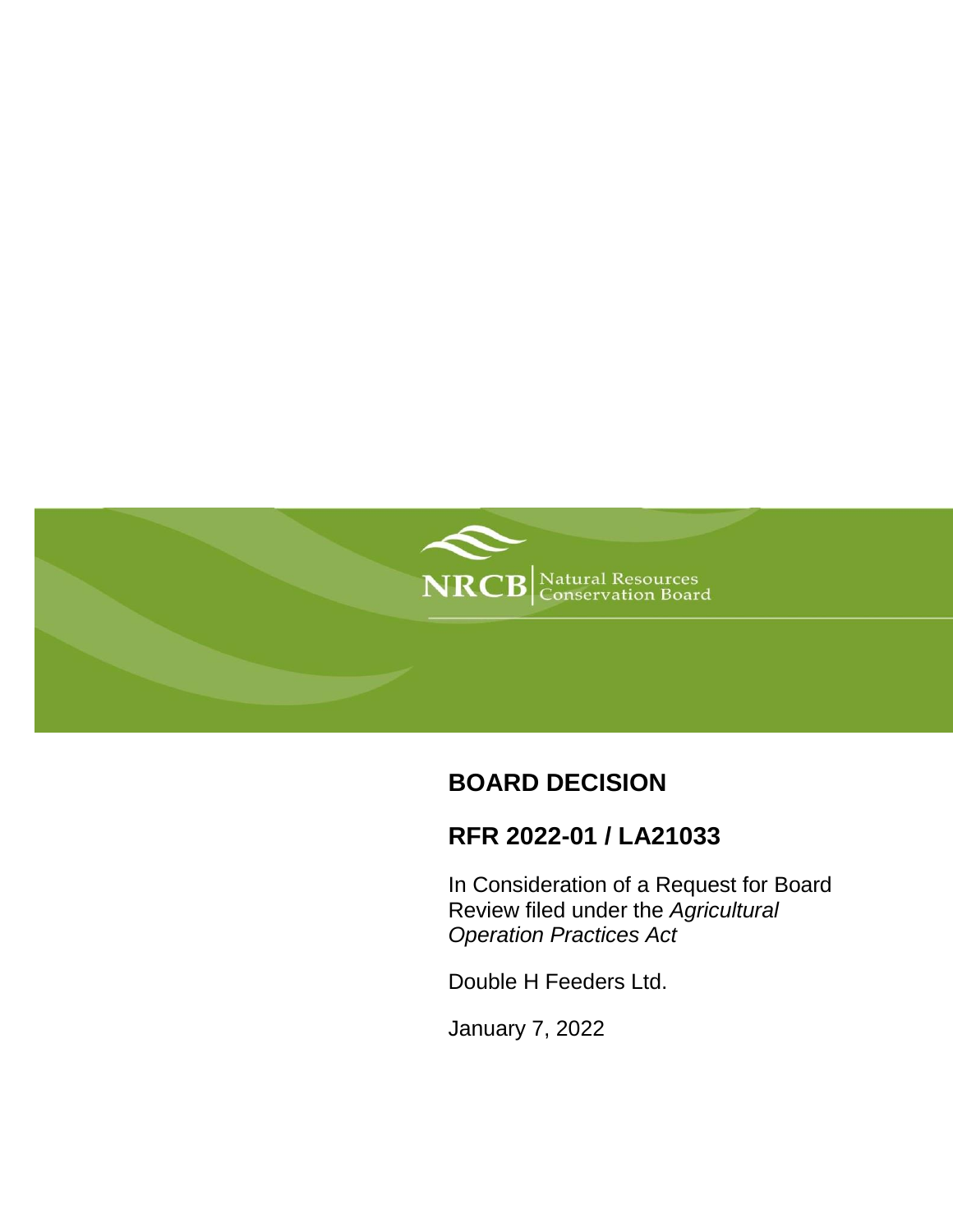NRCB | Natural Resources Conservation Board

# BOARD DECISION

## RFR 2022-01 / LA21033

In Consideration of a Request for Board Review filed under the *Agricultural Operation Practices Act*

Double H Feeders Ltd.

January 7, 2022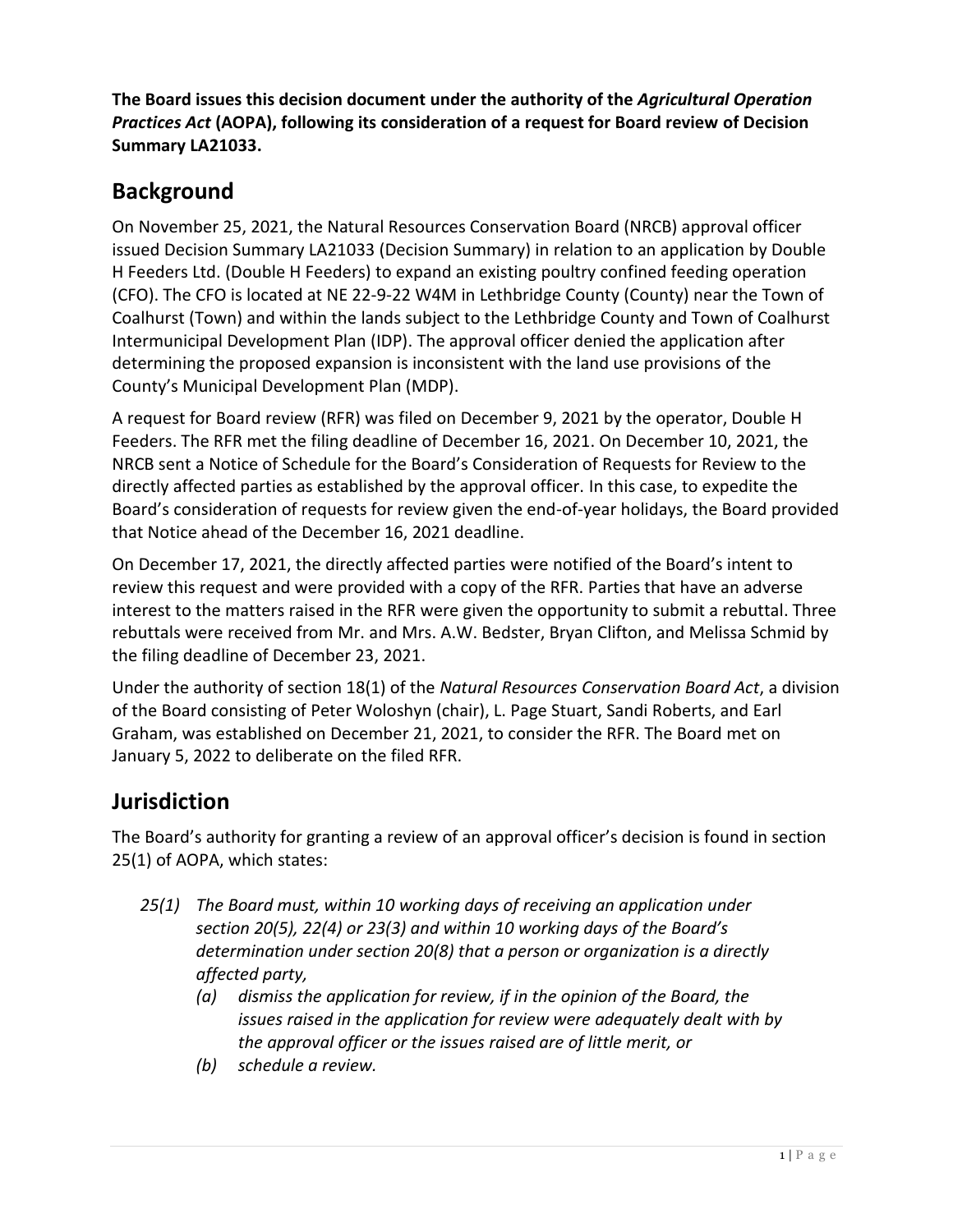**The Board issues this decision document under the authority of the *Agricultural Operation Practices Act* (AOPA), following its consideration of a request for Board review of Decision Summary LA21033.**

## Background

On November 25, 2021, the Natural Resources Conservation Board (NRCB) approval officer issued Decision Summary LA21033 (Decision Summary) in relation to an application by Double H Feeders Ltd. (Double H Feeders) to expand an existing poultry confined feeding operation (CFO). The CFO is located at NE 22-9-22 W4M in Lethbridge County (County) near the Town of Coalhurst (Town) and within the lands subject to the Lethbridge County and Town of Coalhurst Intermunicipal Development Plan (IDP). The approval officer denied the application after determining the proposed expansion is inconsistent with the land use provisions of the County's Municipal Development Plan (MDP).

A request for Board review (RFR) was filed on December 9, 2021 by the operator, Double H Feeders. The RFR met the filing deadline of December 16, 2021. On December 10, 2021, the NRCB sent a Notice of Schedule for the Board's Consideration of Requests for Review to the directly affected parties as established by the approval officer. In this case, to expedite the Board's consideration of requests for review given the end-of-year holidays, the Board provided that Notice ahead of the December 16, 2021 deadline.

On December 17, 2021, the directly affected parties were notified of the Board's intent to review this request and were provided with a copy of the RFR. Parties that have an adverse interest to the matters raised in the RFR were given the opportunity to submit a rebuttal. Three rebuttals were received from Mr. and Mrs. A.W. Bedster, Bryan Clifton, and Melissa Schmid by the filing deadline of December 23, 2021.

Under the authority of section 18(1) of the *Natural Resources Conservation Board Act*, a division of the Board consisting of Peter Woloshyn (chair), L. Page Stuart, Sandi Roberts, and Earl Graham, was established on December 21, 2021, to consider the RFR. The Board met on January 5, 2022 to deliberate on the filed RFR.

## Jurisdiction

The Board's authority for granting a review of an approval officer's decision is found in section 25(1) of AOPA, which states:

> *25(1) The Board must, within 10 working days of receiving an application under section 20(5), 22(4) or 23(3) and within 10 working days of the Board's determination under section 20(8) that a person or organization is a directly affected party,*
>
> *(a) dismiss the application for review, if in the opinion of the Board, the issues raised in the application for review were adequately dealt with by the approval officer or the issues raised are of little merit, or*
>
> *(b) schedule a review.*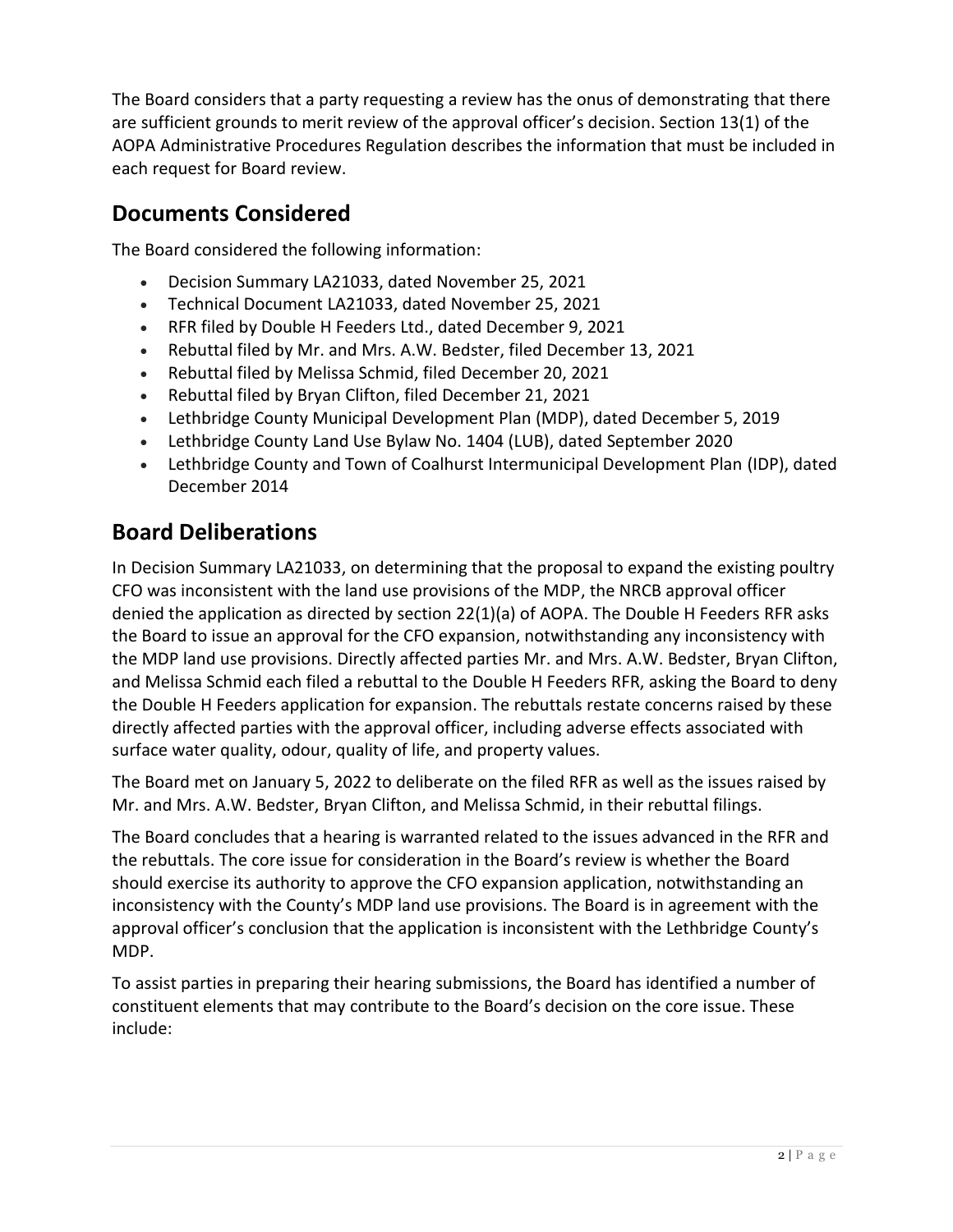The Board considers that a party requesting a review has the onus of demonstrating that there are sufficient grounds to merit review of the approval officer's decision. Section 13(1) of the AOPA Administrative Procedures Regulation describes the information that must be included in each request for Board review.

## Documents Considered

The Board considered the following information:

- Decision Summary LA21033, dated November 25, 2021
- Technical Document LA21033, dated November 25, 2021
- RFR filed by Double H Feeders Ltd., dated December 9, 2021
- Rebuttal filed by Mr. and Mrs. A.W. Bedster, filed December 13, 2021
- Rebuttal filed by Melissa Schmid, filed December 20, 2021
- Rebuttal filed by Bryan Clifton, filed December 21, 2021
- Lethbridge County Municipal Development Plan (MDP), dated December 5, 2019
- Lethbridge County Land Use Bylaw No. 1404 (LUB), dated September 2020
- Lethbridge County and Town of Coalhurst Intermunicipal Development Plan (IDP), dated December 2014

## Board Deliberations

In Decision Summary LA21033, on determining that the proposal to expand the existing poultry CFO was inconsistent with the land use provisions of the MDP, the NRCB approval officer denied the application as directed by section 22(1)(a) of AOPA. The Double H Feeders RFR asks the Board to issue an approval for the CFO expansion, notwithstanding any inconsistency with the MDP land use provisions. Directly affected parties Mr. and Mrs. A.W. Bedster, Bryan Clifton, and Melissa Schmid each filed a rebuttal to the Double H Feeders RFR, asking the Board to deny the Double H Feeders application for expansion. The rebuttals restate concerns raised by these directly affected parties with the approval officer, including adverse effects associated with surface water quality, odour, quality of life, and property values.

The Board met on January 5, 2022 to deliberate on the filed RFR as well as the issues raised by Mr. and Mrs. A.W. Bedster, Bryan Clifton, and Melissa Schmid, in their rebuttal filings.

The Board concludes that a hearing is warranted related to the issues advanced in the RFR and the rebuttals. The core issue for consideration in the Board's review is whether the Board should exercise its authority to approve the CFO expansion application, notwithstanding an inconsistency with the County's MDP land use provisions. The Board is in agreement with the approval officer's conclusion that the application is inconsistent with the Lethbridge County's MDP.

To assist parties in preparing their hearing submissions, the Board has identified a number of constituent elements that may contribute to the Board's decision on the core issue. These include: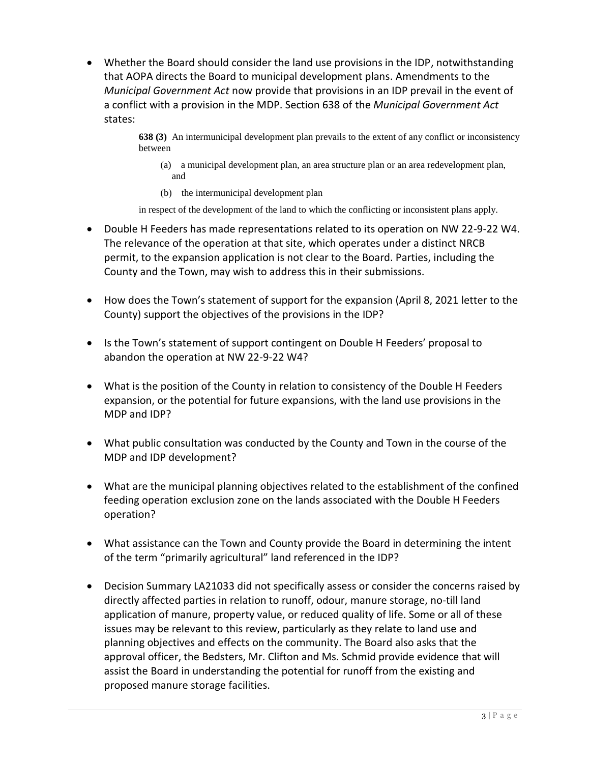- Whether the Board should consider the land use provisions in the IDP, notwithstanding that AOPA directs the Board to municipal development plans. Amendments to the *Municipal Government Act* now provide that provisions in an IDP prevail in the event of a conflict with a provision in the MDP. Section 638 of the *Municipal Government Act* states:

  > **638 (3)** An intermunicipal development plan prevails to the extent of any conflict or inconsistency between
  >
  > (a) a municipal development plan, an area structure plan or an area redevelopment plan, and
  >
  > (b) the intermunicipal development plan
  >
  > in respect of the development of the land to which the conflicting or inconsistent plans apply.

- Double H Feeders has made representations related to its operation on NW 22-9-22 W4. The relevance of the operation at that site, which operates under a distinct NRCB permit, to the expansion application is not clear to the Board. Parties, including the County and the Town, may wish to address this in their submissions.

- How does the Town's statement of support for the expansion (April 8, 2021 letter to the County) support the objectives of the provisions in the IDP?

- Is the Town's statement of support contingent on Double H Feeders' proposal to abandon the operation at NW 22-9-22 W4?

- What is the position of the County in relation to consistency of the Double H Feeders expansion, or the potential for future expansions, with the land use provisions in the MDP and IDP?

- What public consultation was conducted by the County and Town in the course of the MDP and IDP development?

- What are the municipal planning objectives related to the establishment of the confined feeding operation exclusion zone on the lands associated with the Double H Feeders operation?

- What assistance can the Town and County provide the Board in determining the intent of the term "primarily agricultural" land referenced in the IDP?

- Decision Summary LA21033 did not specifically assess or consider the concerns raised by directly affected parties in relation to runoff, odour, manure storage, no-till land application of manure, property value, or reduced quality of life. Some or all of these issues may be relevant to this review, particularly as they relate to land use and planning objectives and effects on the community. The Board also asks that the approval officer, the Bedsters, Mr. Clifton and Ms. Schmid provide evidence that will assist the Board in understanding the potential for runoff from the existing and proposed manure storage facilities.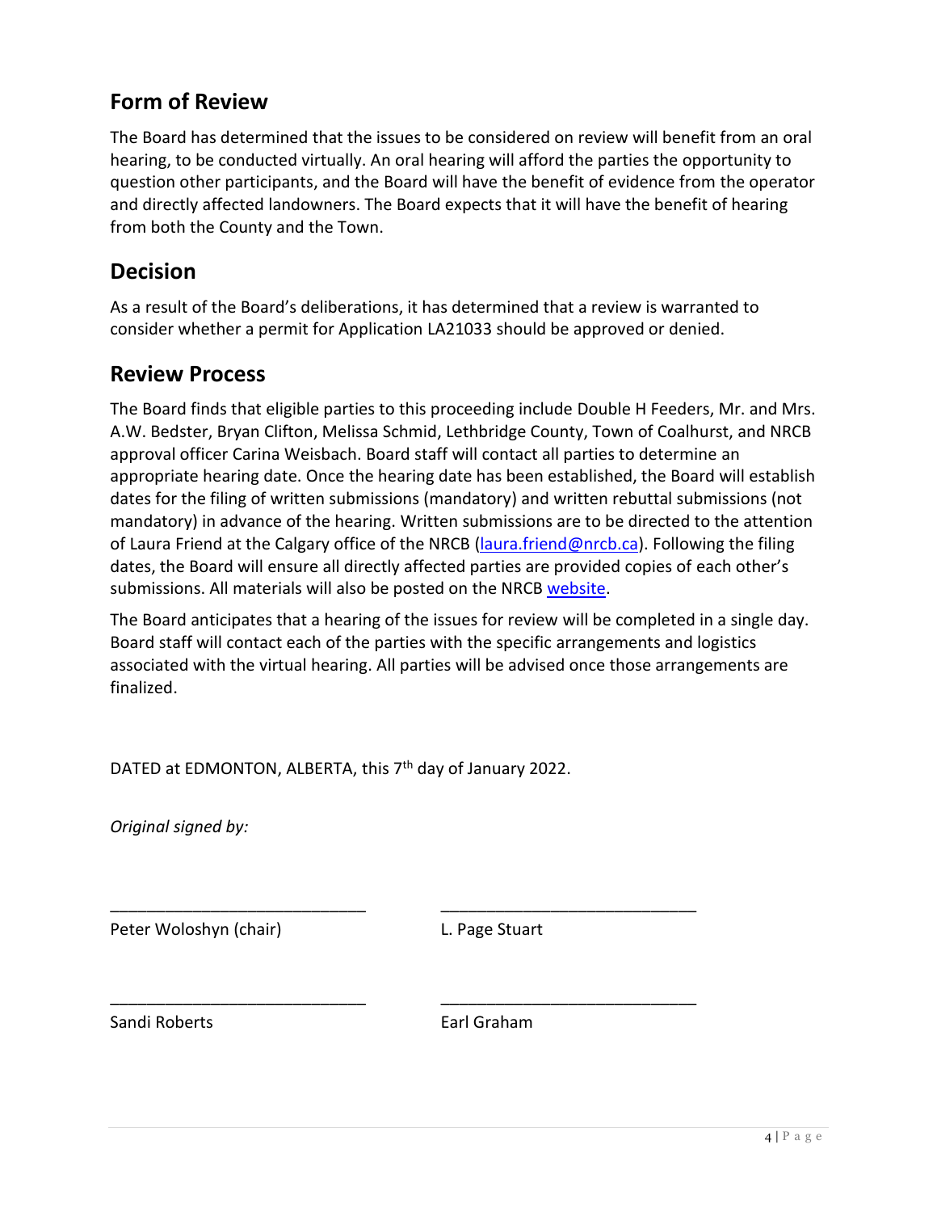## Form of Review

The Board has determined that the issues to be considered on review will benefit from an oral hearing, to be conducted virtually. An oral hearing will afford the parties the opportunity to question other participants, and the Board will have the benefit of evidence from the operator and directly affected landowners. The Board expects that it will have the benefit of hearing from both the County and the Town.

## Decision

As a result of the Board's deliberations, it has determined that a review is warranted to consider whether a permit for Application LA21033 should be approved or denied.

## Review Process

The Board finds that eligible parties to this proceeding include Double H Feeders, Mr. and Mrs. A.W. Bedster, Bryan Clifton, Melissa Schmid, Lethbridge County, Town of Coalhurst, and NRCB approval officer Carina Weisbach. Board staff will contact all parties to determine an appropriate hearing date. Once the hearing date has been established, the Board will establish dates for the filing of written submissions (mandatory) and written rebuttal submissions (not mandatory) in advance of the hearing. Written submissions are to be directed to the attention of Laura Friend at the Calgary office of the NRCB (laura.friend@nrcb.ca). Following the filing dates, the Board will ensure all directly affected parties are provided copies of each other's submissions. All materials will also be posted on the NRCB website.

The Board anticipates that a hearing of the issues for review will be completed in a single day. Board staff will contact each of the parties with the specific arrangements and logistics associated with the virtual hearing. All parties will be advised once those arrangements are finalized.

DATED at EDMONTON, ALBERTA, this 7th day of January 2022.

*Original signed by:*

\_\_\_\_\_\_\_\_\_\_\_\_\_\_\_\_\_\_\_\_\_\_\_\_\_\_\_\_
Peter Woloshyn (chair)

\_\_\_\_\_\_\_\_\_\_\_\_\_\_\_\_\_\_\_\_\_\_\_\_\_\_\_\_
L. Page Stuart

\_\_\_\_\_\_\_\_\_\_\_\_\_\_\_\_\_\_\_\_\_\_\_\_\_\_\_\_
Sandi Roberts

\_\_\_\_\_\_\_\_\_\_\_\_\_\_\_\_\_\_\_\_\_\_\_\_\_\_\_\_
Earl Graham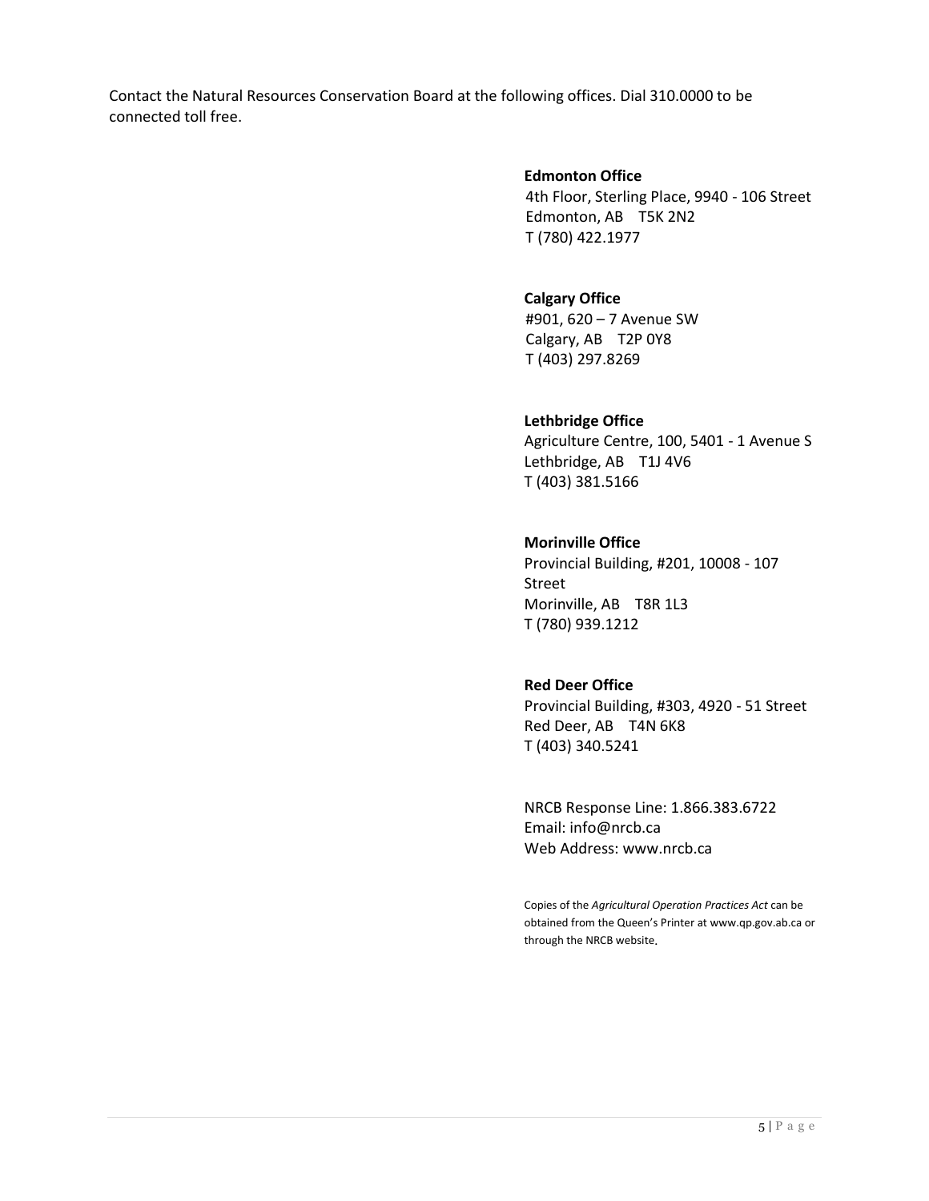Contact the Natural Resources Conservation Board at the following offices. Dial 310.0000 to be connected toll free.

**Edmonton Office**
4th Floor, Sterling Place, 9940 - 106 Street
Edmonton, AB T5K 2N2
T (780) 422.1977

**Calgary Office**
#901, 620 – 7 Avenue SW
Calgary, AB T2P 0Y8
T (403) 297.8269

**Lethbridge Office**
Agriculture Centre, 100, 5401 - 1 Avenue S
Lethbridge, AB T1J 4V6
T (403) 381.5166

**Morinville Office**
Provincial Building, #201, 10008 - 107 Street
Morinville, AB T8R 1L3
T (780) 939.1212

**Red Deer Office**
Provincial Building, #303, 4920 - 51 Street
Red Deer, AB T4N 6K8
T (403) 340.5241

NRCB Response Line: 1.866.383.6722
Email: info@nrcb.ca
Web Address: www.nrcb.ca

Copies of the *Agricultural Operation Practices Act* can be obtained from the Queen's Printer at www.qp.gov.ab.ca or through the NRCB website.